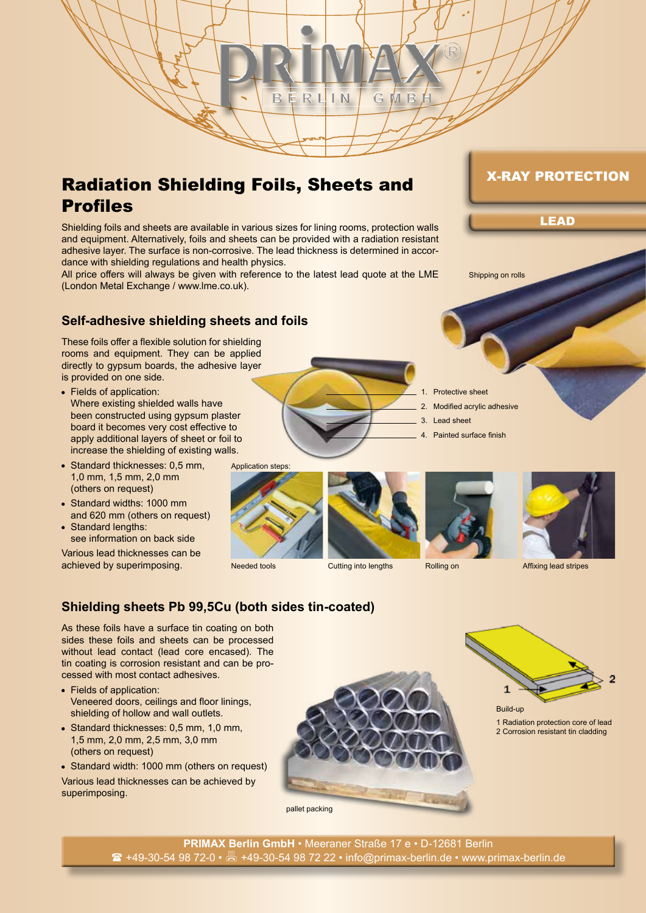PRIMAX® BERLIN GMBH

# Radiation Shielding Foils, Sheets and Profiles

**X-RAY PROTECTION**

**LEAD**

Shielding foils and sheets are available in various sizes for lining rooms, protection walls and equipment. Alternatively, foils and sheets can be provided with a radiation resistant adhesive layer. The surface is non-corrosive. The lead thickness is determined in accordance with shielding regulations and health physics.
All price offers will always be given with reference to the latest lead quote at the LME (London Metal Exchange / www.lme.co.uk).

Shipping on rolls

## Self-adhesive shielding sheets and foils

These foils offer a flexible solution for shielding rooms and equipment. They can be applied directly to gypsum boards, the adhesive layer is provided on one side.

- Fields of application:
  Where existing shielded walls have been constructed using gypsum plaster board it becomes very cost effective to apply additional layers of sheet or foil to increase the shielding of existing walls.
- Standard thicknesses: 0,5 mm, 1,0 mm, 1,5 mm, 2,0 mm (others on request)
- Standard widths: 1000 mm and 620 mm (others on request)
- Standard lengths: see information on back side

Various lead thicknesses can be achieved by superimposing.

1. Protective sheet
2. Modified acrylic adhesive
3. Lead sheet
4. Painted surface finish

Application steps:

Needed tools

Cutting into lengths

Rolling on

Affixing lead stripes

## Shielding sheets Pb 99,5Cu (both sides tin-coated)

As these foils have a surface tin coating on both sides these foils and sheets can be processed without lead contact (lead core encased). The tin coating is corrosion resistant and can be processed with most contact adhesives.

- Fields of application:
  Veneered doors, ceilings and floor linings, shielding of hollow and wall outlets.
- Standard thicknesses: 0,5 mm, 1,0 mm, 1,5 mm, 2,0 mm, 2,5 mm, 3,0 mm (others on request)
- Standard width: 1000 mm (others on request)

Various lead thicknesses can be achieved by superimposing.

pallet packing

Build-up

1 Radiation protection core of lead
2 Corrosion resistant tin cladding

**PRIMAX Berlin GmbH** • Meeraner Straße 17 e • D-12681 Berlin
☎ +49-30-54 98 72-0 • 🖷 +49-30-54 98 72 22 • info@primax-berlin.de • www.primax-berlin.de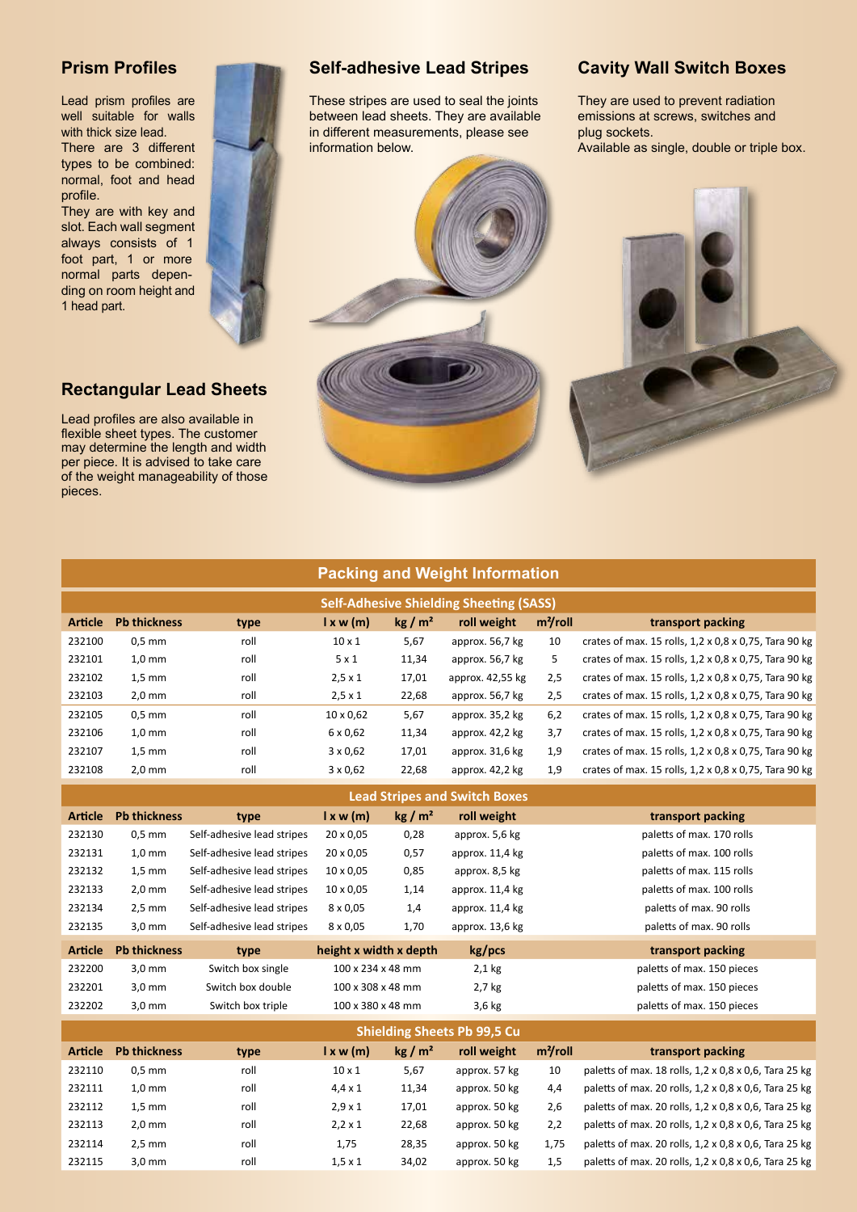## Prism Profiles

Lead prism profiles are well suitable for walls with thick size lead. There are 3 different types to be combined: normal, foot and head profile.
They are with key and slot. Each wall segment always consists of 1 foot part, 1 or more normal parts depending on room height and 1 head part.

## Rectangular Lead Sheets

Lead profiles are also available in flexible sheet types. The customer may determine the length and width per piece. It is advised to take care of the weight manageability of those pieces.

## Self-adhesive Lead Stripes

These stripes are used to seal the joints between lead sheets. They are available in different measurements, please see information below.

## Cavity Wall Switch Boxes

They are used to prevent radiation emissions at screws, switches and plug sockets.
Available as single, double or triple box.

## Packing and Weight Information

### Self-Adhesive Shielding Sheeting (SASS)

| Article | Pb thickness | type | l x w (m) | kg / m² | roll weight | m²/roll | transport packing |
|---|---|---|---|---|---|---|---|
| 232100 | 0,5 mm | roll | 10 x 1 | 5,67 | approx. 56,7 kg | 10 | crates of max. 15 rolls, 1,2 x 0,8 x 0,75, Tara 90 kg |
| 232101 | 1,0 mm | roll | 5 x 1 | 11,34 | approx. 56,7 kg | 5 | crates of max. 15 rolls, 1,2 x 0,8 x 0,75, Tara 90 kg |
| 232102 | 1,5 mm | roll | 2,5 x 1 | 17,01 | approx. 42,55 kg | 2,5 | crates of max. 15 rolls, 1,2 x 0,8 x 0,75, Tara 90 kg |
| 232103 | 2,0 mm | roll | 2,5 x 1 | 22,68 | approx. 56,7 kg | 2,5 | crates of max. 15 rolls, 1,2 x 0,8 x 0,75, Tara 90 kg |
| 232105 | 0,5 mm | roll | 10 x 0,62 | 5,67 | approx. 35,2 kg | 6,2 | crates of max. 15 rolls, 1,2 x 0,8 x 0,75, Tara 90 kg |
| 232106 | 1,0 mm | roll | 6 x 0,62 | 11,34 | approx. 42,2 kg | 3,7 | crates of max. 15 rolls, 1,2 x 0,8 x 0,75, Tara 90 kg |
| 232107 | 1,5 mm | roll | 3 x 0,62 | 17,01 | approx. 31,6 kg | 1,9 | crates of max. 15 rolls, 1,2 x 0,8 x 0,75, Tara 90 kg |
| 232108 | 2,0 mm | roll | 3 x 0,62 | 22,68 | approx. 42,2 kg | 1,9 | crates of max. 15 rolls, 1,2 x 0,8 x 0,75, Tara 90 kg |

### Lead Stripes and Switch Boxes

| Article | Pb thickness | type | l x w (m) | kg / m² | roll weight | transport packing |
|---|---|---|---|---|---|---|
| 232130 | 0,5 mm | Self-adhesive lead stripes | 20 x 0,05 | 0,28 | approx. 5,6 kg | paletts of max. 170 rolls |
| 232131 | 1,0 mm | Self-adhesive lead stripes | 20 x 0,05 | 0,57 | approx. 11,4 kg | paletts of max. 100 rolls |
| 232132 | 1,5 mm | Self-adhesive lead stripes | 10 x 0,05 | 0,85 | approx. 8,5 kg | paletts of max. 115 rolls |
| 232133 | 2,0 mm | Self-adhesive lead stripes | 10 x 0,05 | 1,14 | approx. 11,4 kg | paletts of max. 100 rolls |
| 232134 | 2,5 mm | Self-adhesive lead stripes | 8 x 0,05 | 1,4 | approx. 11,4 kg | paletts of max. 90 rolls |
| 232135 | 3,0 mm | Self-adhesive lead stripes | 8 x 0,05 | 1,70 | approx. 13,6 kg | paletts of max. 90 rolls |

| Article | Pb thickness | type | height x width x depth | kg/pcs | transport packing |
|---|---|---|---|---|---|
| 232200 | 3,0 mm | Switch box single | 100 x 234 x 48 mm | 2,1 kg | paletts of max. 150 pieces |
| 232201 | 3,0 mm | Switch box double | 100 x 308 x 48 mm | 2,7 kg | paletts of max. 150 pieces |
| 232202 | 3,0 mm | Switch box triple | 100 x 380 x 48 mm | 3,6 kg | paletts of max. 150 pieces |

### Shielding Sheets Pb 99,5 Cu

| Article | Pb thickness | type | l x w (m) | kg / m² | roll weight | m²/roll | transport packing |
|---|---|---|---|---|---|---|---|
| 232110 | 0,5 mm | roll | 10 x 1 | 5,67 | approx. 57 kg | 10 | paletts of max. 18 rolls, 1,2 x 0,8 x 0,6, Tara 25 kg |
| 232111 | 1,0 mm | roll | 4,4 x 1 | 11,34 | approx. 50 kg | 4,4 | paletts of max. 20 rolls, 1,2 x 0,8 x 0,6, Tara 25 kg |
| 232112 | 1,5 mm | roll | 2,9 x 1 | 17,01 | approx. 50 kg | 2,6 | paletts of max. 20 rolls, 1,2 x 0,8 x 0,6, Tara 25 kg |
| 232113 | 2,0 mm | roll | 2,2 x 1 | 22,68 | approx. 50 kg | 2,2 | paletts of max. 20 rolls, 1,2 x 0,8 x 0,6, Tara 25 kg |
| 232114 | 2,5 mm | roll | 1,75 | 28,35 | approx. 50 kg | 1,75 | paletts of max. 20 rolls, 1,2 x 0,8 x 0,6, Tara 25 kg |
| 232115 | 3,0 mm | roll | 1,5 x 1 | 34,02 | approx. 50 kg | 1,5 | paletts of max. 20 rolls, 1,2 x 0,8 x 0,6, Tara 25 kg |